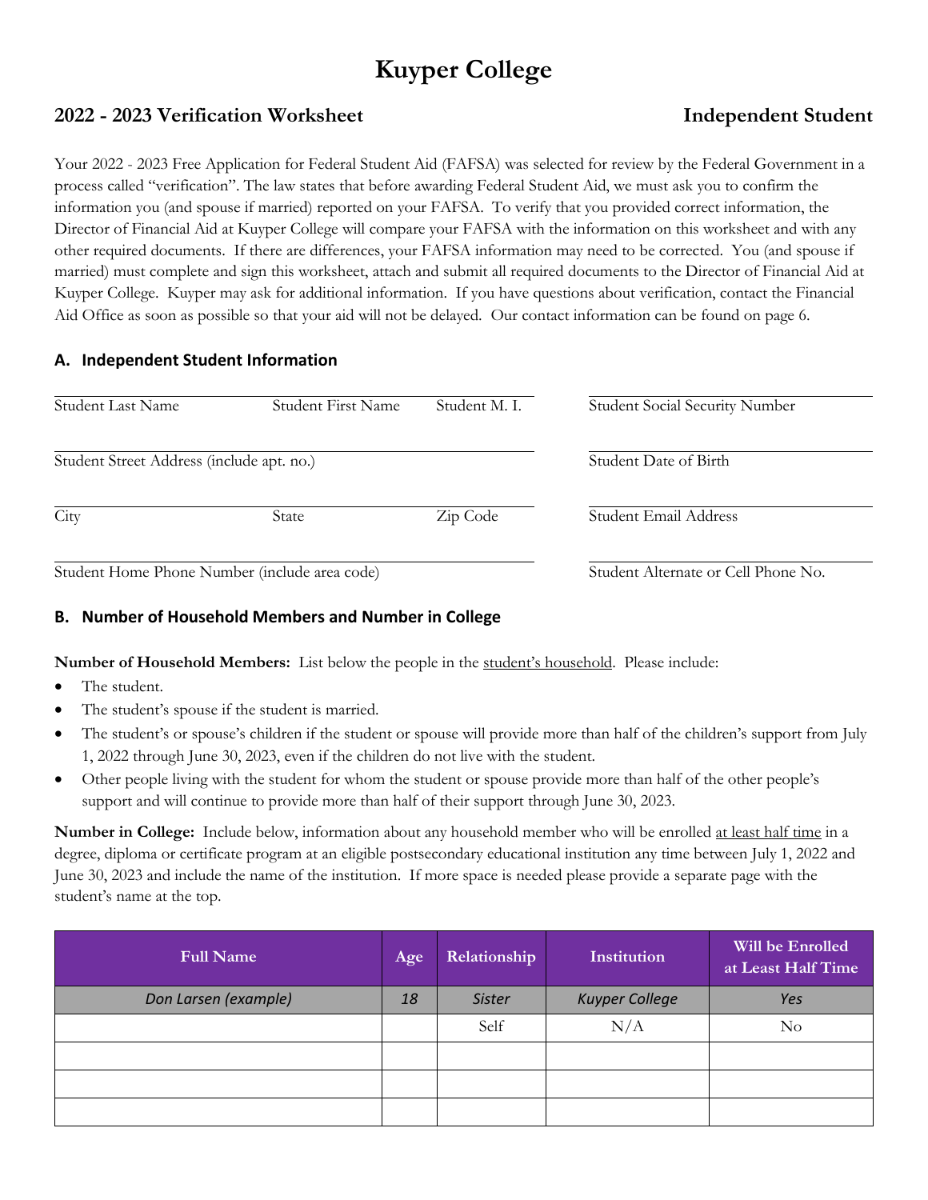// Kuyper College

## 2022 - 2023 Verification Worksheet — Independent Student

Your 2022 - 2023 Free Application for Federal Student Aid (FAFSA) was selected for review by the Federal Government in a process called "verification". The law states that before awarding Federal Student Aid, we must ask you to confirm the information you (and spouse if married) reported on your FAFSA. To verify that you provided correct information, the Director of Financial Aid at Kuyper College will compare your FAFSA with the information on this worksheet and with any other required documents. If there are differences, your FAFSA information may need to be corrected. You (and spouse if married) must complete and sign this worksheet, attach and submit all required documents to the Director of Financial Aid at Kuyper College. Kuyper may ask for additional information. If you have questions about verification, contact the Financial Aid Office as soon as possible so that your aid will not be delayed. Our contact information can be found on page 6.

### A. Independent Student Information

Student Last Name ______ Student First Name ______ Student M. I. ______

Student Social Security Number ______

Student Street Address (include apt. no.) ______

Student Date of Birth ______

City ______ State ______ Zip Code ______

Student Email Address ______

Student Home Phone Number (include area code) ______

Student Alternate or Cell Phone No. ______

### B. Number of Household Members and Number in College

**Number of Household Members:** List below the people in the student's household. Please include:

- The student.
- The student's spouse if the student is married.
- The student's or spouse's children if the student or spouse will provide more than half of the children's support from July 1, 2022 through June 30, 2023, even if the children do not live with the student.
- Other people living with the student for whom the student or spouse provide more than half of the other people's support and will continue to provide more than half of their support through June 30, 2023.

**Number in College:** Include below, information about any household member who will be enrolled at least half time in a degree, diploma or certificate program at an eligible postsecondary educational institution any time between July 1, 2022 and June 30, 2023 and include the name of the institution. If more space is needed please provide a separate page with the student's name at the top.

| Full Name | Age | Relationship | Institution | Will be Enrolled at Least Half Time |
|---|---|---|---|---|
| *Don Larsen (example)* | *18* | *Sister* | *Kuyper College* | *Yes* |
| | | Self | N/A | No |
| | | | | |
| | | | | |
| | | | | |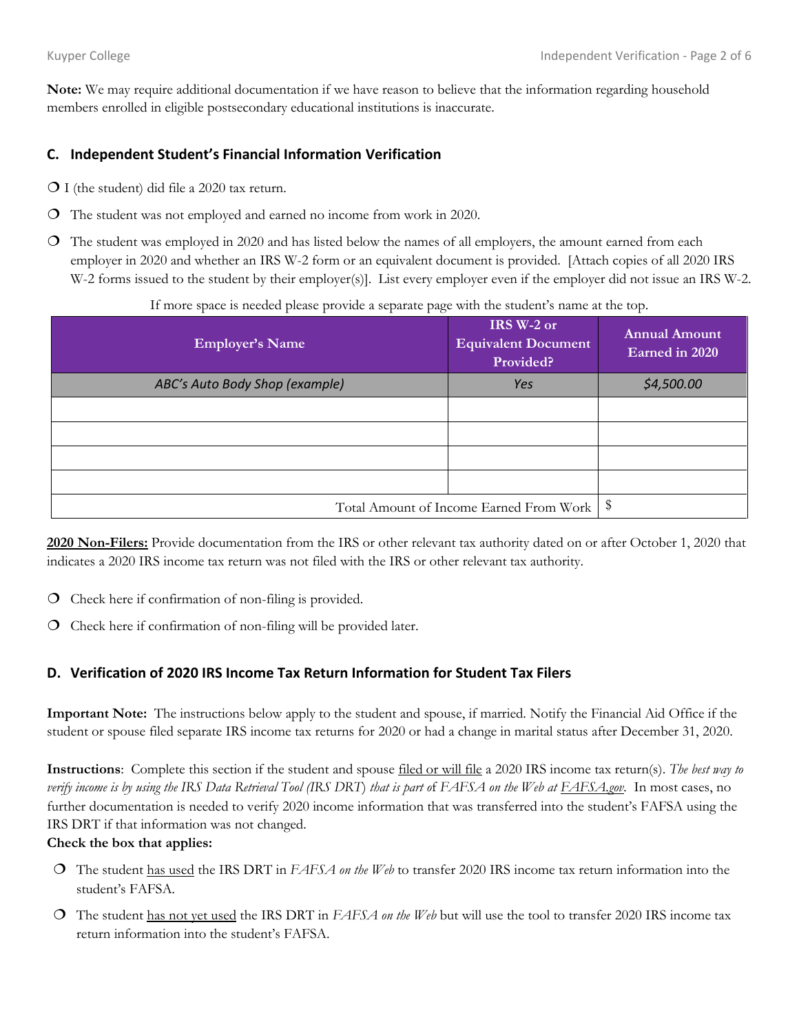**Note:** We may require additional documentation if we have reason to believe that the information regarding household members enrolled in eligible postsecondary educational institutions is inaccurate.

## C. Independent Student's Financial Information Verification

- ❍ I (the student) did file a 2020 tax return.
- ❍ The student was not employed and earned no income from work in 2020.
- ❍ The student was employed in 2020 and has listed below the names of all employers, the amount earned from each employer in 2020 and whether an IRS W-2 form or an equivalent document is provided. [Attach copies of all 2020 IRS W-2 forms issued to the student by their employer(s)]. List every employer even if the employer did not issue an IRS W-2.

If more space is needed please provide a separate page with the student's name at the top.

| Employer's Name | IRS W-2 or Equivalent Document Provided? | Annual Amount Earned in 2020 |
|---|---|---|
| *ABC's Auto Body Shop (example)* | *Yes* | *$4,500.00* |
| | | |
| | | |
| | | |
| | | |
| Total Amount of Income Earned From Work | | $ |

**2020 Non-Filers:** Provide documentation from the IRS or other relevant tax authority dated on or after October 1, 2020 that indicates a 2020 IRS income tax return was not filed with the IRS or other relevant tax authority.

- ❍ Check here if confirmation of non-filing is provided.
- ❍ Check here if confirmation of non-filing will be provided later.

## D. Verification of 2020 IRS Income Tax Return Information for Student Tax Filers

**Important Note:** The instructions below apply to the student and spouse, if married. Notify the Financial Aid Office if the student or spouse filed separate IRS income tax returns for 2020 or had a change in marital status after December 31, 2020.

**Instructions**: Complete this section if the student and spouse filed or will file a 2020 IRS income tax return(s). *The best way to verify income is by using the IRS Data Retrieval Tool (IRS DRT) that is part of FAFSA on the Web at FAFSA.gov.* In most cases, no further documentation is needed to verify 2020 income information that was transferred into the student's FAFSA using the IRS DRT if that information was not changed.

**Check the box that applies:**

- ❍ The student has used the IRS DRT in *FAFSA on the Web* to transfer 2020 IRS income tax return information into the student's FAFSA.
- ❍ The student has not yet used the IRS DRT in *FAFSA on the Web* but will use the tool to transfer 2020 IRS income tax return information into the student's FAFSA.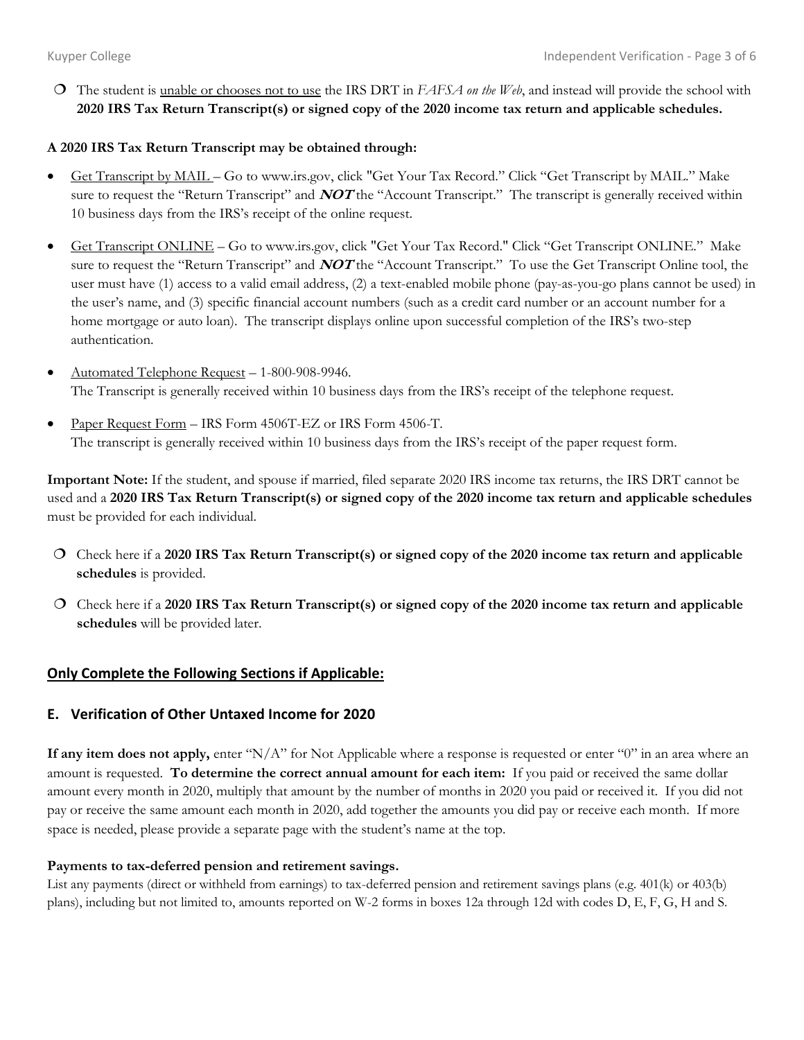❍ The student is unable or chooses not to use the IRS DRT in *FAFSA on the Web*, and instead will provide the school with **2020 IRS Tax Return Transcript(s) or signed copy of the 2020 income tax return and applicable schedules.**

**A 2020 IRS Tax Return Transcript may be obtained through:**

- Get Transcript by MAIL – Go to www.irs.gov, click "Get Your Tax Record." Click "Get Transcript by MAIL." Make sure to request the "Return Transcript" and ***NOT*** the "Account Transcript." The transcript is generally received within 10 business days from the IRS's receipt of the online request.
- Get Transcript ONLINE – Go to www.irs.gov, click "Get Your Tax Record." Click "Get Transcript ONLINE." Make sure to request the "Return Transcript" and ***NOT*** the "Account Transcript." To use the Get Transcript Online tool, the user must have (1) access to a valid email address, (2) a text-enabled mobile phone (pay-as-you-go plans cannot be used) in the user's name, and (3) specific financial account numbers (such as a credit card number or an account number for a home mortgage or auto loan). The transcript displays online upon successful completion of the IRS's two-step authentication.
- Automated Telephone Request – 1-800-908-9946.
  The Transcript is generally received within 10 business days from the IRS's receipt of the telephone request.
- Paper Request Form – IRS Form 4506T-EZ or IRS Form 4506-T.
  The transcript is generally received within 10 business days from the IRS's receipt of the paper request form.

**Important Note:** If the student, and spouse if married, filed separate 2020 IRS income tax returns, the IRS DRT cannot be used and a **2020 IRS Tax Return Transcript(s) or signed copy of the 2020 income tax return and applicable schedules** must be provided for each individual.

❍ Check here if a **2020 IRS Tax Return Transcript(s) or signed copy of the 2020 income tax return and applicable schedules** is provided.

❍ Check here if a **2020 IRS Tax Return Transcript(s) or signed copy of the 2020 income tax return and applicable schedules** will be provided later.

## Only Complete the Following Sections if Applicable:

## E. Verification of Other Untaxed Income for 2020

**If any item does not apply,** enter "N/A" for Not Applicable where a response is requested or enter "0" in an area where an amount is requested. **To determine the correct annual amount for each item:** If you paid or received the same dollar amount every month in 2020, multiply that amount by the number of months in 2020 you paid or received it. If you did not pay or receive the same amount each month in 2020, add together the amounts you did pay or receive each month. If more space is needed, please provide a separate page with the student's name at the top.

**Payments to tax-deferred pension and retirement savings.**

List any payments (direct or withheld from earnings) to tax-deferred pension and retirement savings plans (e.g. 401(k) or 403(b) plans), including but not limited to, amounts reported on W-2 forms in boxes 12a through 12d with codes D, E, F, G, H and S.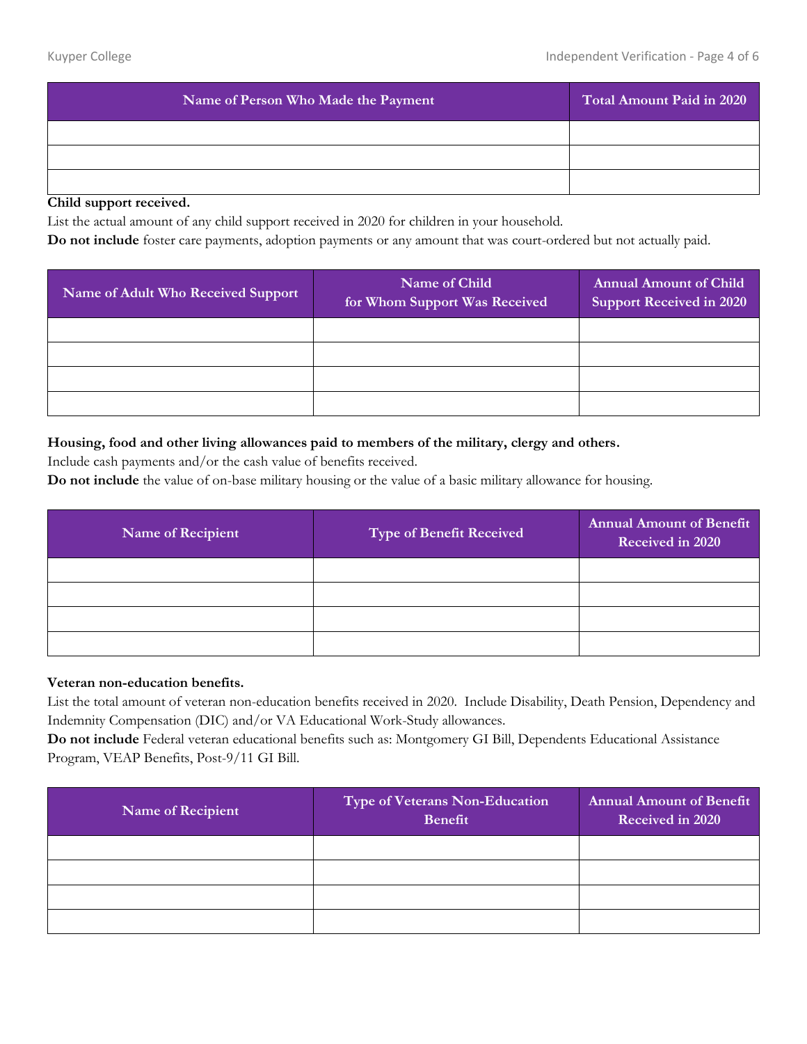| Name of Person Who Made the Payment | Total Amount Paid in 2020 |
|---|---|
| | |
| | |
| | |

**Child support received.**

List the actual amount of any child support received in 2020 for children in your household.

**Do not include** foster care payments, adoption payments or any amount that was court-ordered but not actually paid.

| Name of Adult Who Received Support | Name of Child for Whom Support Was Received | Annual Amount of Child Support Received in 2020 |
|---|---|---|
| | | |
| | | |
| | | |
| | | |

**Housing, food and other living allowances paid to members of the military, clergy and others.**

Include cash payments and/or the cash value of benefits received.

**Do not include** the value of on-base military housing or the value of a basic military allowance for housing.

| Name of Recipient | Type of Benefit Received | Annual Amount of Benefit Received in 2020 |
|---|---|---|
| | | |
| | | |
| | | |
| | | |

**Veteran non-education benefits.**

List the total amount of veteran non-education benefits received in 2020. Include Disability, Death Pension, Dependency and Indemnity Compensation (DIC) and/or VA Educational Work-Study allowances.

**Do not include** Federal veteran educational benefits such as: Montgomery GI Bill, Dependents Educational Assistance Program, VEAP Benefits, Post-9/11 GI Bill.

| Name of Recipient | Type of Veterans Non-Education Benefit | Annual Amount of Benefit Received in 2020 |
|---|---|---|
| | | |
| | | |
| | | |
| | | |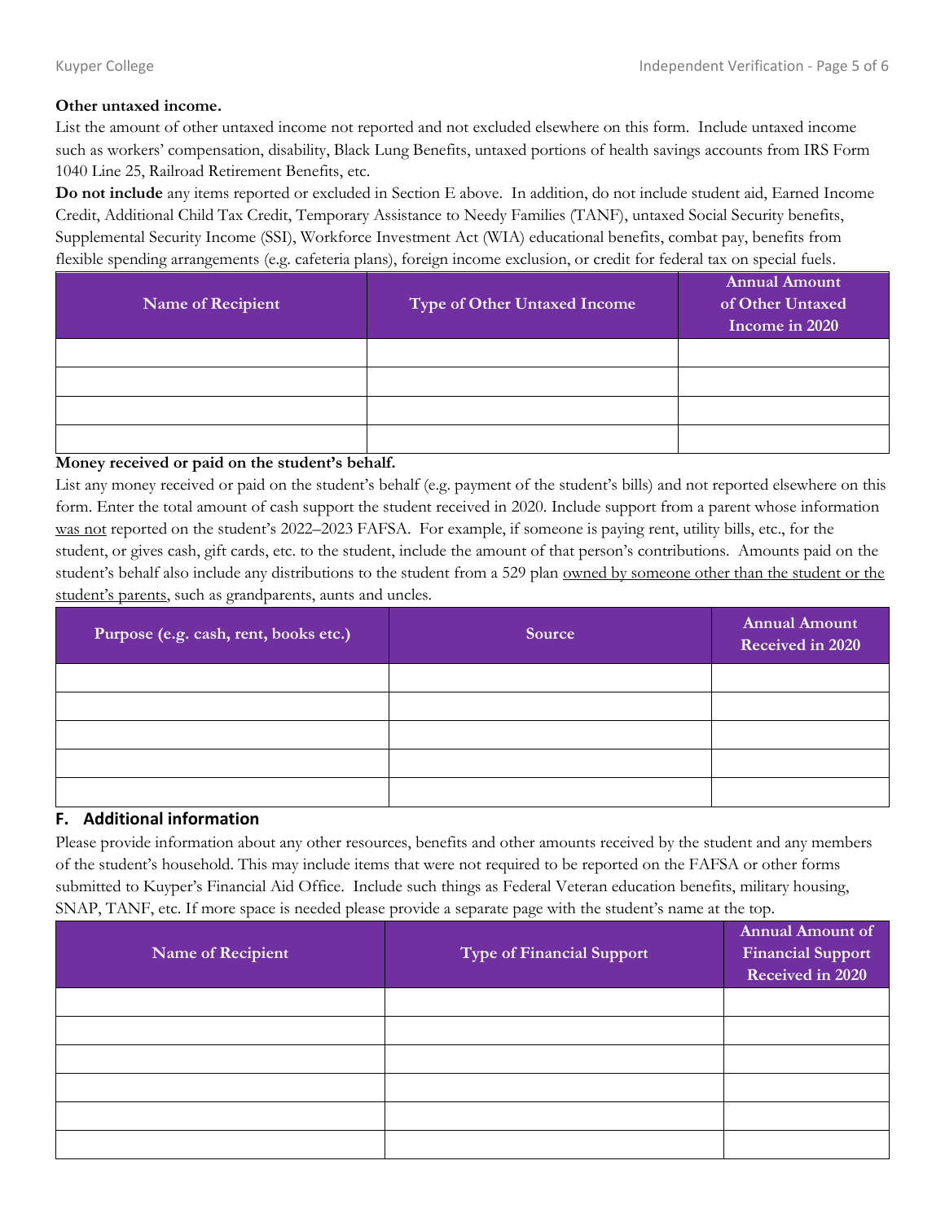**Other untaxed income.**

List the amount of other untaxed income not reported and not excluded elsewhere on this form. Include untaxed income such as workers' compensation, disability, Black Lung Benefits, untaxed portions of health savings accounts from IRS Form 1040 Line 25, Railroad Retirement Benefits, etc.

**Do not include** any items reported or excluded in Section E above. In addition, do not include student aid, Earned Income Credit, Additional Child Tax Credit, Temporary Assistance to Needy Families (TANF), untaxed Social Security benefits, Supplemental Security Income (SSI), Workforce Investment Act (WIA) educational benefits, combat pay, benefits from flexible spending arrangements (e.g. cafeteria plans), foreign income exclusion, or credit for federal tax on special fuels.

| Name of Recipient | Type of Other Untaxed Income | Annual Amount of Other Untaxed Income in 2020 |
|---|---|---|
| | | |
| | | |
| | | |
| | | |

**Money received or paid on the student's behalf.**

List any money received or paid on the student's behalf (e.g. payment of the student's bills) and not reported elsewhere on this form. Enter the total amount of cash support the student received in 2020. Include support from a parent whose information was not reported on the student's 2022–2023 FAFSA. For example, if someone is paying rent, utility bills, etc., for the student, or gives cash, gift cards, etc. to the student, include the amount of that person's contributions. Amounts paid on the student's behalf also include any distributions to the student from a 529 plan owned by someone other than the student or the student's parents, such as grandparents, aunts and uncles.

| Purpose (e.g. cash, rent, books etc.) | Source | Annual Amount Received in 2020 |
|---|---|---|
| | | |
| | | |
| | | |
| | | |
| | | |

## F. Additional information

Please provide information about any other resources, benefits and other amounts received by the student and any members of the student's household. This may include items that were not required to be reported on the FAFSA or other forms submitted to Kuyper's Financial Aid Office. Include such things as Federal Veteran education benefits, military housing, SNAP, TANF, etc. If more space is needed please provide a separate page with the student's name at the top.

| Name of Recipient | Type of Financial Support | Annual Amount of Financial Support Received in 2020 |
|---|---|---|
| | | |
| | | |
| | | |
| | | |
| | | |
| | | |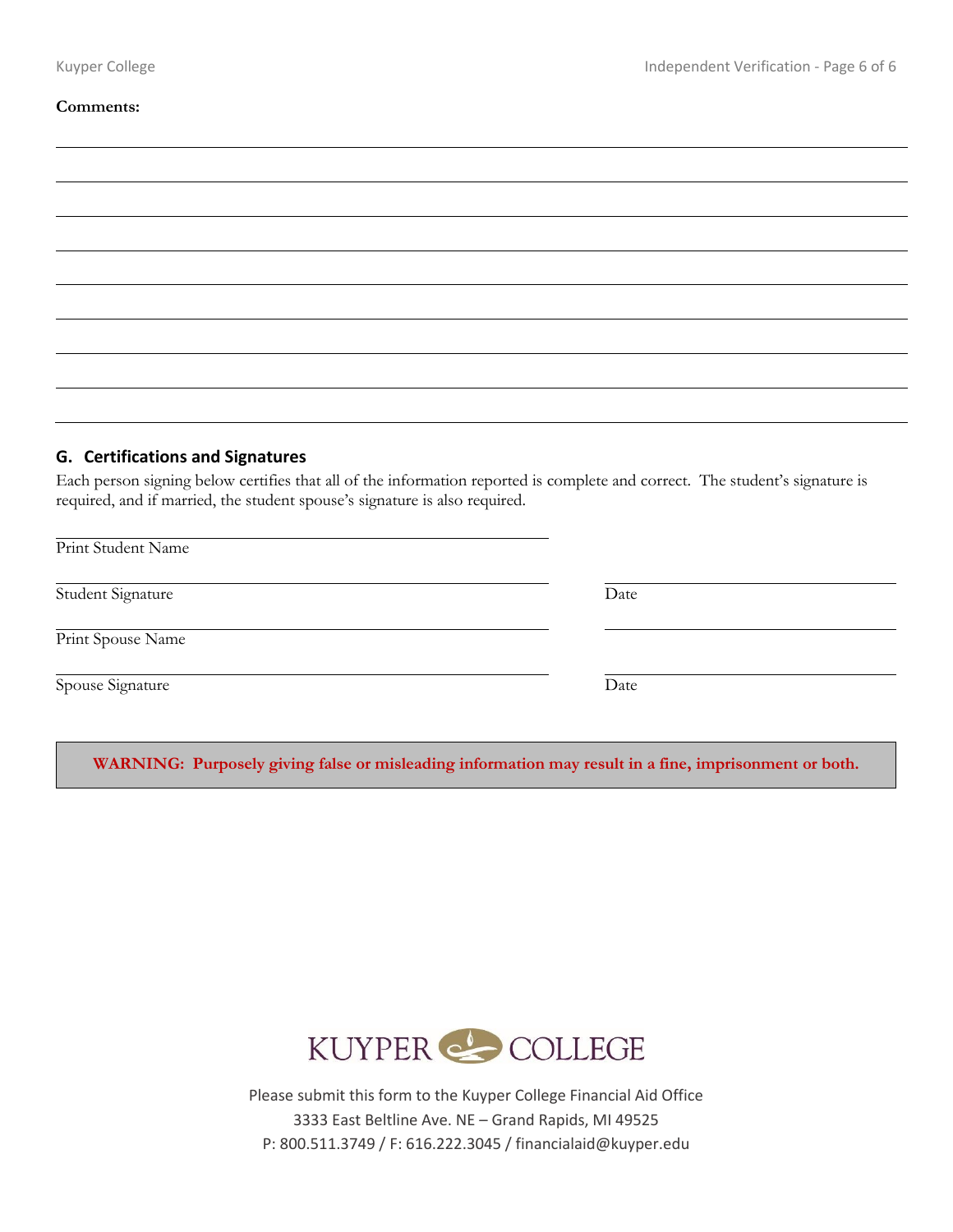**Comments:**

## G. Certifications and Signatures

Each person signing below certifies that all of the information reported is complete and correct. The student's signature is required, and if married, the student spouse's signature is also required.

Print Student Name

Student Signature | Date

Print Spouse Name

Spouse Signature | Date

**WARNING: Purposely giving false or misleading information may result in a fine, imprisonment or both.**

KUYPER COLLEGE

Please submit this form to the Kuyper College Financial Aid Office
3333 East Beltline Ave. NE – Grand Rapids, MI 49525
P: 800.511.3749 / F: 616.222.3045 / financialaid@kuyper.edu